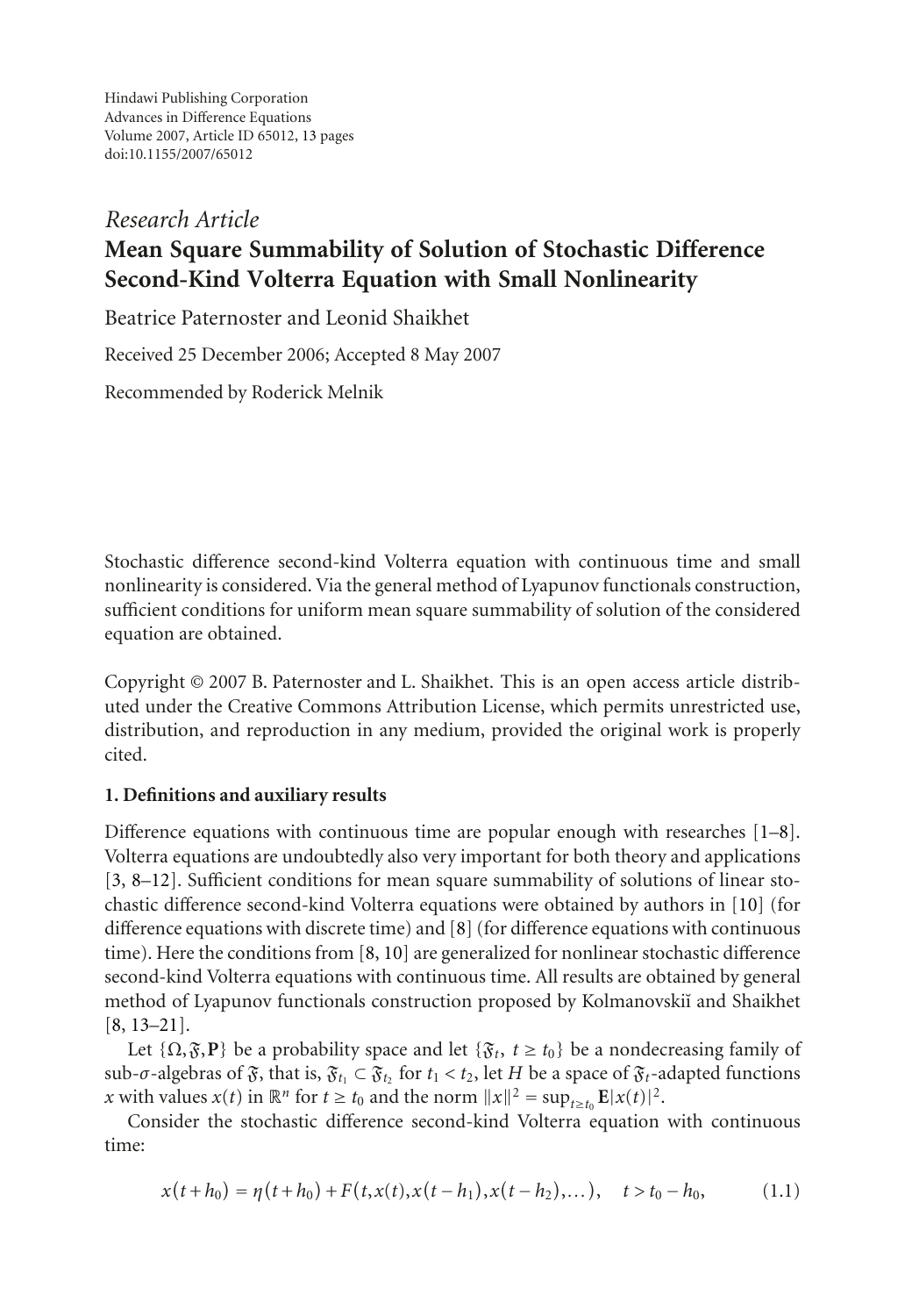Hindawi Publishing Corporation
Advances in Difference Equations
Volume 2007, Article ID 65012, 13 pages
doi:10.1155/2007/65012

*Research Article*

# Mean Square Summability of Solution of Stochastic Difference Second-Kind Volterra Equation with Small Nonlinearity

Beatrice Paternoster and Leonid Shaikhet

Received 25 December 2006; Accepted 8 May 2007

Recommended by Roderick Melnik

Stochastic difference second-kind Volterra equation with continuous time and small nonlinearity is considered. Via the general method of Lyapunov functionals construction, sufficient conditions for uniform mean square summability of solution of the considered equation are obtained.

Copyright © 2007 B. Paternoster and L. Shaikhet. This is an open access article distributed under the Creative Commons Attribution License, which permits unrestricted use, distribution, and reproduction in any medium, provided the original work is properly cited.

## 1. Definitions and auxiliary results

Difference equations with continuous time are popular enough with researches [1–8]. Volterra equations are undoubtedly also very important for both theory and applications [3, 8–12]. Sufficient conditions for mean square summability of solutions of linear stochastic difference second-kind Volterra equations were obtained by authors in [10] (for difference equations with discrete time) and [8] (for difference equations with continuous time). Here the conditions from [8, 10] are generalized for nonlinear stochastic difference second-kind Volterra equations with continuous time. All results are obtained by general method of Lyapunov functionals construction proposed by Kolmanovskiĭ and Shaikhet [8, 13–21].

Let $\{\Omega, \mathfrak{F}, \mathbf{P}\}$ be a probability space and let $\{\mathfrak{F}_t,\ t \geq t_0\}$ be a nondecreasing family of sub-$\sigma$-algebras of $\mathfrak{F}$, that is, $\mathfrak{F}_{t_1} \subset \mathfrak{F}_{t_2}$ for $t_1 < t_2$, let $H$ be a space of $\mathfrak{F}_t$-adapted functions $x$ with values $x(t)$ in $\mathbb{R}^n$ for $t \geq t_0$ and the norm $\|x\|^2 = \sup_{t \geq t_0} \mathbf{E}|x(t)|^2$.

Consider the stochastic difference second-kind Volterra equation with continuous time:

$$x(t+h_0) = \eta(t+h_0) + F(t, x(t), x(t-h_1), x(t-h_2), \dots), \quad t > t_0 - h_0, \tag{1.1}$$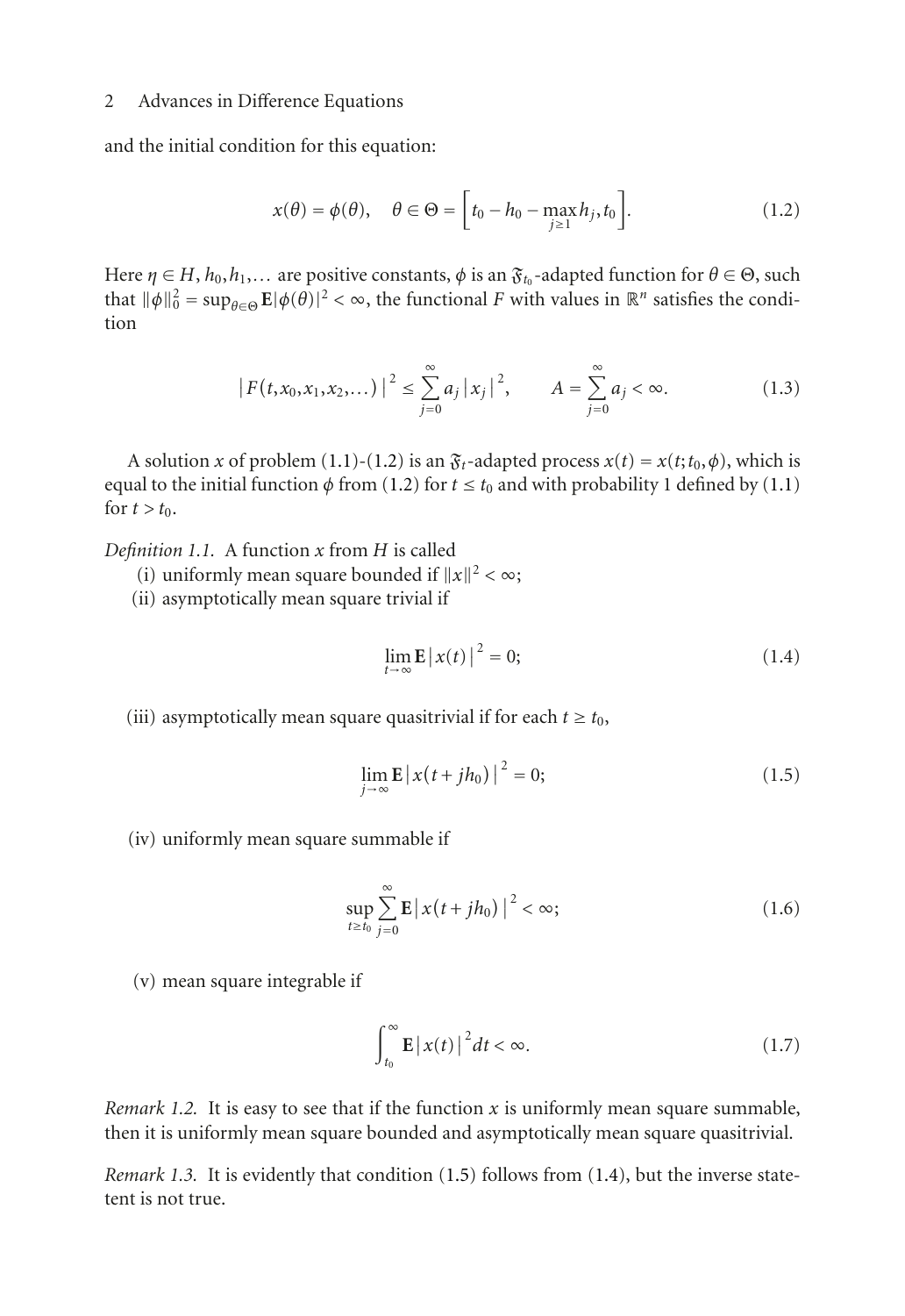and the initial condition for this equation:

$$x(\theta) = \phi(\theta), \quad \theta \in \Theta = \left[t_0 - h_0 - \max_{j\geq 1} h_j, t_0\right]. \tag{1.2}$$

Here $\eta \in H$, $h_0, h_1, \ldots$ are positive constants, $\phi$ is an $\mathfrak{F}_{t_0}$-adapted function for $\theta \in \Theta$, such that $\|\phi\|_0^2 = \sup_{\theta\in\Theta} \mathbf{E}|\phi(\theta)|^2 < \infty$, the functional $F$ with values in $\mathbb{R}^n$ satisfies the condition

$$\left|F(t, x_0, x_1, x_2, \ldots)\right|^2 \leq \sum_{j=0}^{\infty} a_j \left|x_j\right|^2, \qquad A = \sum_{j=0}^{\infty} a_j < \infty. \tag{1.3}$$

A solution $x$ of problem (1.1)-(1.2) is an $\mathfrak{F}_t$-adapted process $x(t) = x(t; t_0, \phi)$, which is equal to the initial function $\phi$ from (1.2) for $t \leq t_0$ and with probability 1 defined by (1.1) for $t > t_0$.

*Definition 1.1.* A function $x$ from $H$ is called

(i) uniformly mean square bounded if $\|x\|^2 < \infty$;

(ii) asymptotically mean square trivial if

$$\lim_{t\to\infty} \mathbf{E}\left|x(t)\right|^2 = 0; \tag{1.4}$$

(iii) asymptotically mean square quasitrivial if for each $t \geq t_0$,

$$\lim_{j\to\infty} \mathbf{E}\left|x(t + jh_0)\right|^2 = 0; \tag{1.5}$$

(iv) uniformly mean square summable if

$$\sup_{t\geq t_0} \sum_{j=0}^{\infty} \mathbf{E}\left|x(t + jh_0)\right|^2 < \infty; \tag{1.6}$$

(v) mean square integrable if

$$\int_{t_0}^{\infty} \mathbf{E}\left|x(t)\right|^2 dt < \infty. \tag{1.7}$$

*Remark 1.2.* It is easy to see that if the function $x$ is uniformly mean square summable, then it is uniformly mean square bounded and asymptotically mean square quasitrivial.

*Remark 1.3.* It is evidently that condition (1.5) follows from (1.4), but the inverse statetent is not true.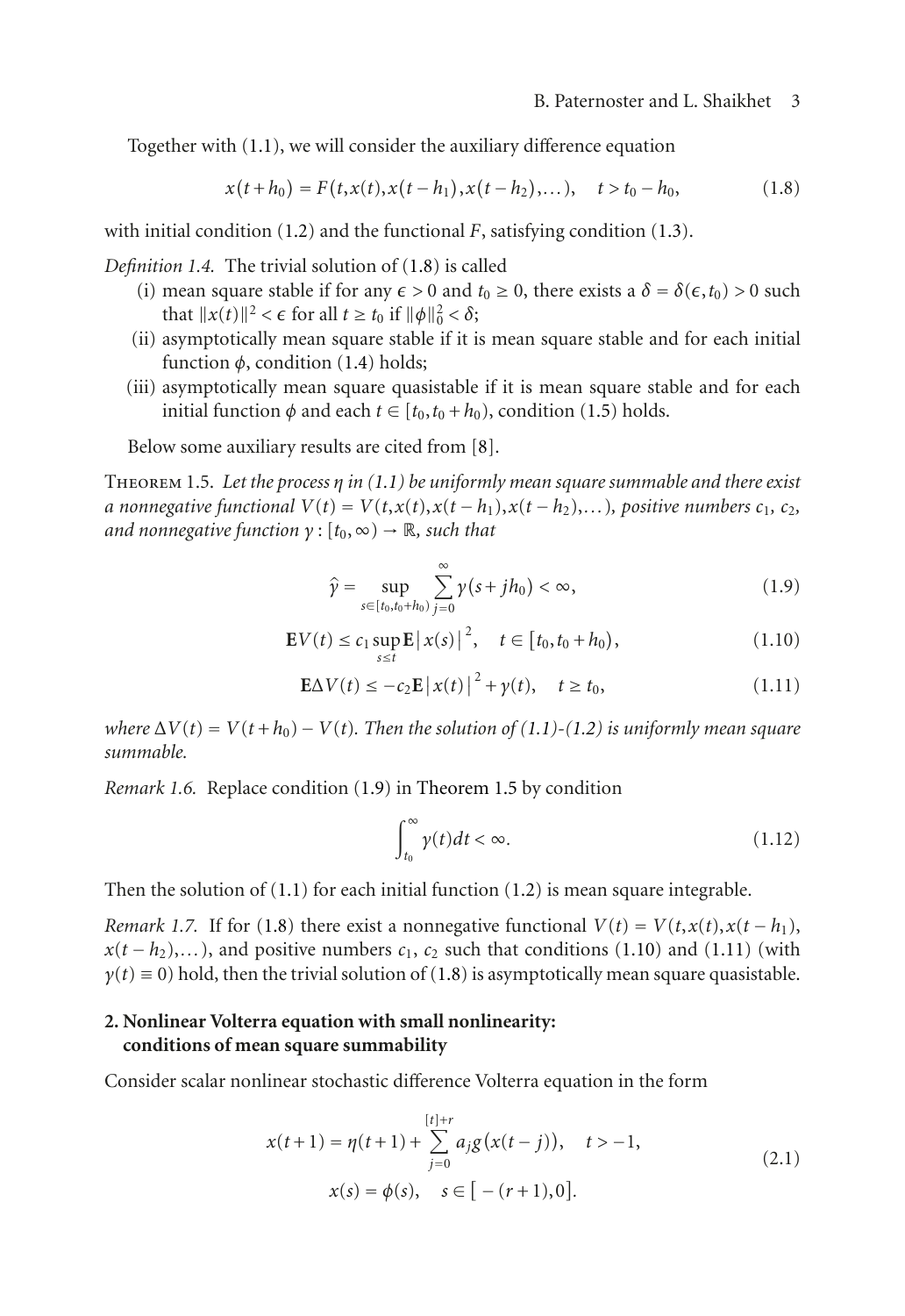Together with (1.1), we will consider the auxiliary difference equation

$$x(t+h_0)=F(t,x(t),x(t-h_1),x(t-h_2),\dots),\quad t>t_0-h_0, \tag{1.8}$$

with initial condition (1.2) and the functional $F$, satisfying condition (1.3).

*Definition 1.4.* The trivial solution of (1.8) is called

- (i) mean square stable if for any $\epsilon>0$ and $t_0\geq 0$, there exists a $\delta=\delta(\epsilon,t_0)>0$ such that $\|x(t)\|^2<\epsilon$ for all $t\geq t_0$ if $\|\phi\|_0^2<\delta$;
- (ii) asymptotically mean square stable if it is mean square stable and for each initial function $\phi$, condition (1.4) holds;
- (iii) asymptotically mean square quasistable if it is mean square stable and for each initial function $\phi$ and each $t\in[t_0,t_0+h_0)$, condition (1.5) holds.

Below some auxiliary results are cited from [8].

Theorem 1.5. *Let the process $\eta$ in (1.1) be uniformly mean square summable and there exist a nonnegative functional $V(t)=V(t,x(t),x(t-h_1),x(t-h_2),\dots)$, positive numbers $c_1$, $c_2$, and nonnegative function $\gamma:[t_0,\infty)\to\mathbb{R}$, such that*

$$\widehat{\gamma}=\sup_{s\in[t_0,t_0+h_0)}\sum_{j=0}^{\infty}\gamma(s+jh_0)<\infty, \tag{1.9}$$

$$\mathbf{E}V(t)\leq c_1\sup_{s\leq t}\mathbf{E}|x(s)|^2,\quad t\in[t_0,t_0+h_0), \tag{1.10}$$

$$\mathbf{E}\Delta V(t)\leq -c_2\mathbf{E}|x(t)|^2+\gamma(t),\quad t\geq t_0, \tag{1.11}$$

*where $\Delta V(t)=V(t+h_0)-V(t)$. Then the solution of (1.1)-(1.2) is uniformly mean square summable.*

*Remark 1.6.* Replace condition (1.9) in Theorem 1.5 by condition

$$\int_{t_0}^{\infty}\gamma(t)dt<\infty. \tag{1.12}$$

Then the solution of (1.1) for each initial function (1.2) is mean square integrable.

*Remark 1.7.* If for (1.8) there exist a nonnegative functional $V(t)=V(t,x(t),x(t-h_1),x(t-h_2),\dots)$, and positive numbers $c_1$, $c_2$ such that conditions (1.10) and (1.11) (with $\gamma(t)\equiv 0$) hold, then the trivial solution of (1.8) is asymptotically mean square quasistable.

## 2. Nonlinear Volterra equation with small nonlinearity: conditions of mean square summability

Consider scalar nonlinear stochastic difference Volterra equation in the form

$$\begin{gathered}x(t+1)=\eta(t+1)+\sum_{j=0}^{[t]+r}a_jg\big(x(t-j)\big),\quad t>-1,\\ x(s)=\phi(s),\quad s\in\big[-(r+1),0\big].\end{gathered}\tag{2.1}$$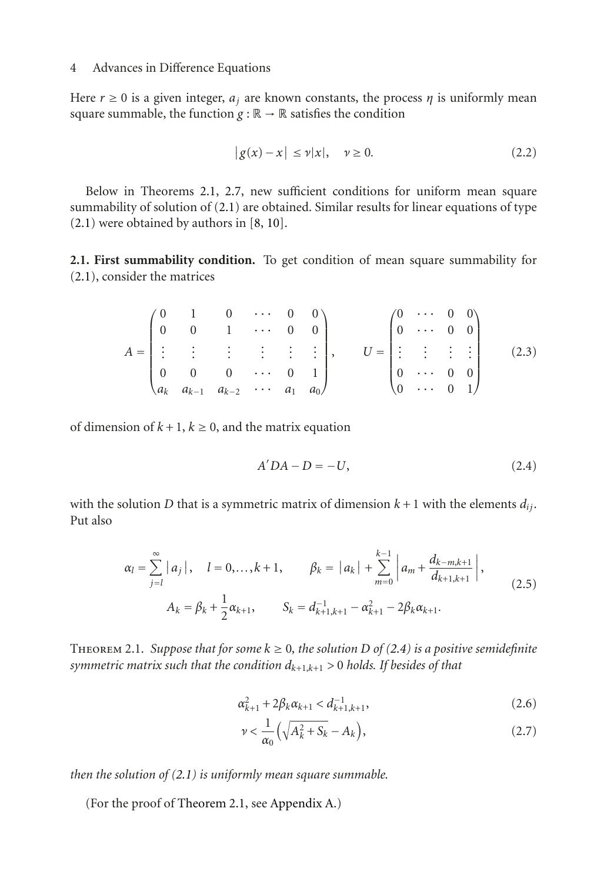Here $r \geq 0$ is a given integer, $a_j$ are known constants, the process $\eta$ is uniformly mean square summable, the function $g : \mathbb{R} \to \mathbb{R}$ satisfies the condition

$$|g(x) - x| \leq \nu |x|, \quad \nu \geq 0. \tag{2.2}$$

Below in Theorems 2.1, 2.7, new sufficient conditions for uniform mean square summability of solution of (2.1) are obtained. Similar results for linear equations of type (2.1) were obtained by authors in [8, 10].

**2.1. First summability condition.** To get condition of mean square summability for (2.1), consider the matrices

$$A = \begin{pmatrix} 0 & 1 & 0 & \cdots & 0 & 0 \\ 0 & 0 & 1 & \cdots & 0 & 0 \\ \vdots & \vdots & \vdots & \vdots & \vdots & \vdots \\ 0 & 0 & 0 & \cdots & 0 & 1 \\ a_k & a_{k-1} & a_{k-2} & \cdots & a_1 & a_0 \end{pmatrix}, \qquad U = \begin{pmatrix} 0 & \cdots & 0 & 0 \\ 0 & \cdots & 0 & 0 \\ \vdots & \vdots & \vdots & \vdots \\ 0 & \cdots & 0 & 0 \\ 0 & \cdots & 0 & 1 \end{pmatrix} \tag{2.3}$$

of dimension of $k+1$, $k \geq 0$, and the matrix equation

$$A'DA - D = -U, \tag{2.4}$$

with the solution $D$ that is a symmetric matrix of dimension $k+1$ with the elements $d_{ij}$. Put also

$$\alpha_l = \sum_{j=l}^{\infty} |a_j|, \quad l = 0, \ldots, k+1, \qquad \beta_k = |a_k| + \sum_{m=0}^{k-1} \left| a_m + \frac{d_{k-m,k+1}}{d_{k+1,k+1}} \right|,$$
$$A_k = \beta_k + \frac{1}{2}\alpha_{k+1}, \qquad S_k = d_{k+1,k+1}^{-1} - \alpha_{k+1}^2 - 2\beta_k \alpha_{k+1}. \tag{2.5}$$

THEOREM 2.1. *Suppose that for some $k \geq 0$, the solution $D$ of (2.4) is a positive semidefinite symmetric matrix such that the condition $d_{k+1,k+1} > 0$ holds. If besides of that*

$$\alpha_{k+1}^2 + 2\beta_k \alpha_{k+1} < d_{k+1,k+1}^{-1}, \tag{2.6}$$

$$\nu < \frac{1}{\alpha_0} \left( \sqrt{A_k^2 + S_k} - A_k \right), \tag{2.7}$$

*then the solution of (2.1) is uniformly mean square summable.*

(For the proof of Theorem 2.1, see Appendix A.)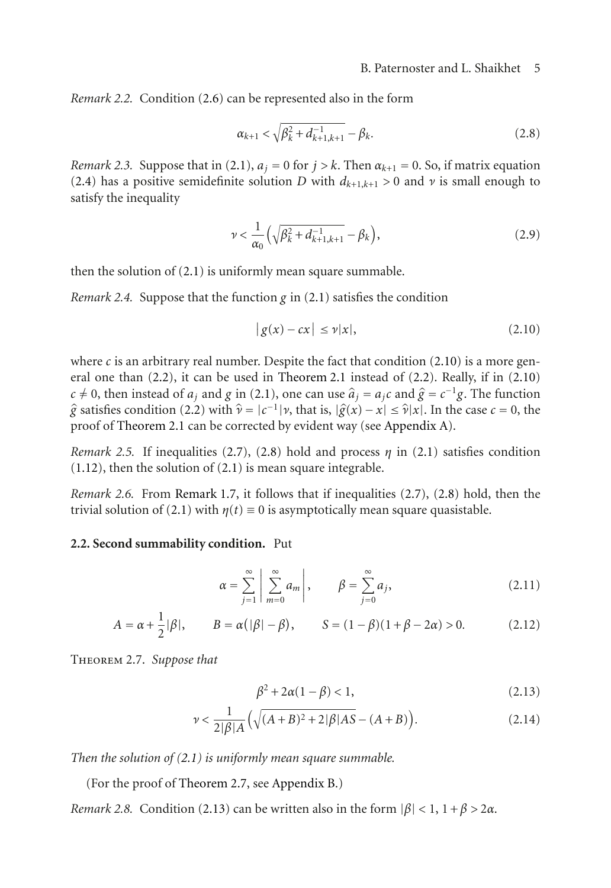*Remark 2.2.* Condition (2.6) can be represented also in the form

$$\alpha_{k+1} < \sqrt{\beta_k^2 + d_{k+1,k+1}^{-1}} - \beta_k. \tag{2.8}$$

*Remark 2.3.* Suppose that in (2.1), $a_j = 0$ for $j > k$. Then $\alpha_{k+1} = 0$. So, if matrix equation (2.4) has a positive semidefinite solution $D$ with $d_{k+1,k+1} > 0$ and $\nu$ is small enough to satisfy the inequality

$$\nu < \frac{1}{\alpha_0}\Big(\sqrt{\beta_k^2 + d_{k+1,k+1}^{-1}} - \beta_k\Big), \tag{2.9}$$

then the solution of (2.1) is uniformly mean square summable.

*Remark 2.4.* Suppose that the function $g$ in (2.1) satisfies the condition

$$\big|g(x) - cx\big| \le \nu|x|, \tag{2.10}$$

where $c$ is an arbitrary real number. Despite the fact that condition (2.10) is a more general one than (2.2), it can be used in Theorem 2.1 instead of (2.2). Really, if in (2.10) $c \neq 0$, then instead of $a_j$ and $g$ in (2.1), one can use $\hat{a}_j = a_j c$ and $\hat{g} = c^{-1}g$. The function $\hat{g}$ satisfies condition (2.2) with $\hat{\nu} = |c^{-1}|\nu$, that is, $|\hat{g}(x) - x| \le \hat{\nu}|x|$. In the case $c = 0$, the proof of Theorem 2.1 can be corrected by evident way (see Appendix A).

*Remark 2.5.* If inequalities (2.7), (2.8) hold and process $\eta$ in (2.1) satisfies condition (1.12), then the solution of (2.1) is mean square integrable.

*Remark 2.6.* From Remark 1.7, it follows that if inequalities (2.7), (2.8) hold, then the trivial solution of (2.1) with $\eta(t) \equiv 0$ is asymptotically mean square quasistable.

### 2.2. Second summability condition.

Put

$$\alpha = \sum_{j=1}^{\infty}\left|\sum_{m=0}^{\infty} a_m\right|, \qquad \beta = \sum_{j=0}^{\infty} a_j, \tag{2.11}$$

$$A = \alpha + \frac{1}{2}|\beta|, \qquad B = \alpha\big(|\beta| - \beta\big), \qquad S = (1-\beta)(1+\beta-2\alpha) > 0. \tag{2.12}$$

THEOREM 2.7. *Suppose that*

$$\beta^2 + 2\alpha(1-\beta) < 1, \tag{2.13}$$

$$\nu < \frac{1}{2|\beta|A}\Big(\sqrt{(A+B)^2 + 2|\beta|AS} - (A+B)\Big). \tag{2.14}$$

*Then the solution of (2.1) is uniformly mean square summable.*

(For the proof of Theorem 2.7, see Appendix B.)

*Remark 2.8.* Condition (2.13) can be written also in the form $|\beta| < 1$, $1+\beta > 2\alpha$.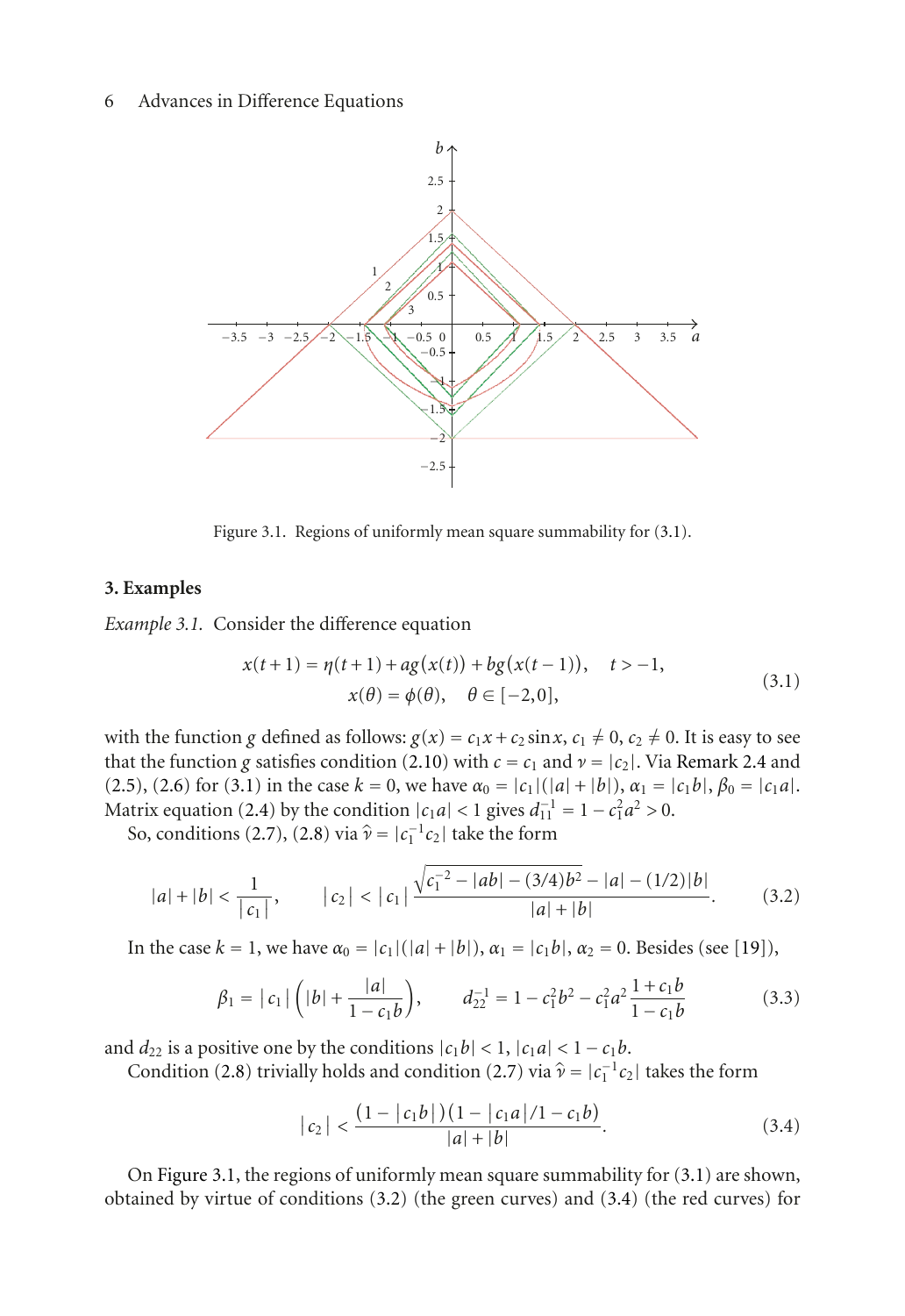Figure 3.1. Regions of uniformly mean square summability for (3.1).

## 3. Examples

*Example 3.1.* Consider the difference equation

$$x(t+1) = \eta(t+1) + ag(x(t)) + bg(x(t-1)), \quad t > -1,$$
$$x(\theta) = \phi(\theta), \quad \theta \in [-2, 0], \tag{3.1}$$

with the function $g$ defined as follows: $g(x) = c_1 x + c_2 \sin x$, $c_1 \neq 0$, $c_2 \neq 0$. It is easy to see that the function $g$ satisfies condition (2.10) with $c = c_1$ and $\nu = |c_2|$. Via Remark 2.4 and (2.5), (2.6) for (3.1) in the case $k = 0$, we have $\alpha_0 = |c_1|(|a| + |b|)$, $\alpha_1 = |c_1 b|$, $\beta_0 = |c_1 a|$. Matrix equation (2.4) by the condition $|c_1 a| < 1$ gives $d_{11}^{-1} = 1 - c_1^2 a^2 > 0$.

So, conditions (2.7), (2.8) via $\hat{\nu} = |c_1^{-1} c_2|$ take the form

$$|a| + |b| < \frac{1}{|c_1|}, \qquad |c_2| < |c_1| \frac{\sqrt{c_1^{-2} - |ab| - (3/4)b^2} - |a| - (1/2)|b|}{|a| + |b|}. \tag{3.2}$$

In the case $k = 1$, we have $\alpha_0 = |c_1|(|a| + |b|)$, $\alpha_1 = |c_1 b|$, $\alpha_2 = 0$. Besides (see [19]),

$$\beta_1 = |c_1| \left( |b| + \frac{|a|}{1 - c_1 b} \right), \qquad d_{22}^{-1} = 1 - c_1^2 b^2 - c_1^2 a^2 \frac{1 + c_1 b}{1 - c_1 b} \tag{3.3}$$

and $d_{22}$ is a positive one by the conditions $|c_1 b| < 1$, $|c_1 a| < 1 - c_1 b$.

Condition (2.8) trivially holds and condition (2.7) via $\hat{\nu} = |c_1^{-1} c_2|$ takes the form

$$|c_2| < \frac{(1 - |c_1 b|)(1 - |c_1 a|/1 - c_1 b)}{|a| + |b|}. \tag{3.4}$$

On Figure 3.1, the regions of uniformly mean square summability for (3.1) are shown, obtained by virtue of conditions (3.2) (the green curves) and (3.4) (the red curves) for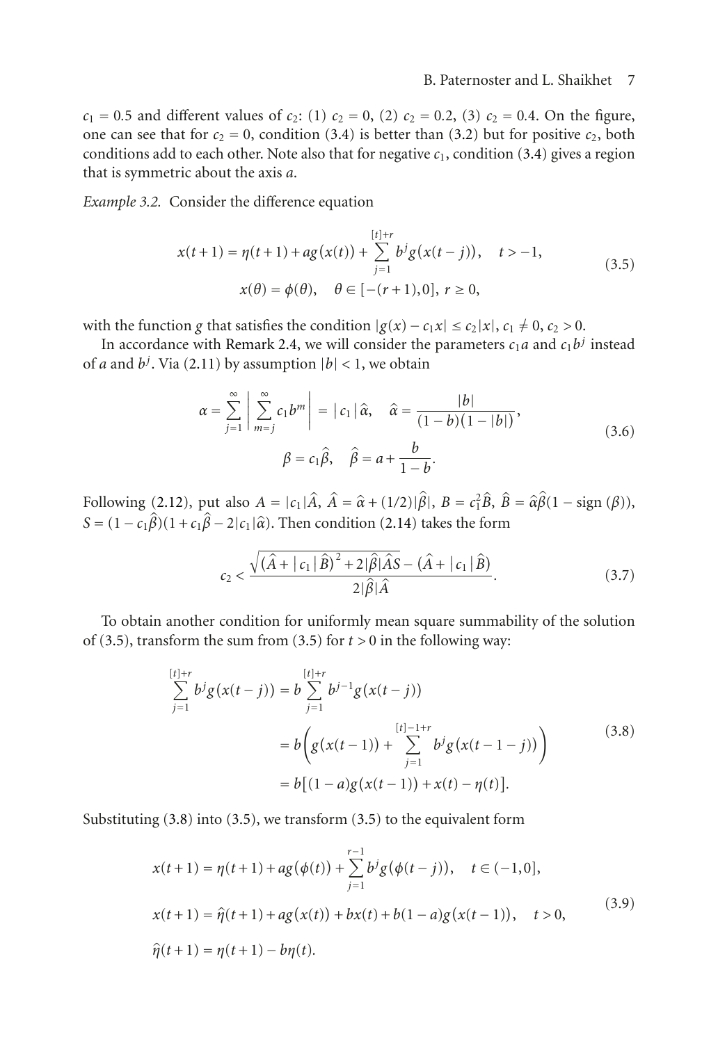$c_1 = 0.5$ and different values of $c_2$: (1) $c_2 = 0$, (2) $c_2 = 0.2$, (3) $c_2 = 0.4$. On the figure, one can see that for $c_2 = 0$, condition (3.4) is better than (3.2) but for positive $c_2$, both conditions add to each other. Note also that for negative $c_1$, condition (3.4) gives a region that is symmetric about the axis $a$.

*Example 3.2.* Consider the difference equation

$$
\begin{gathered}
x(t+1) = \eta(t+1) + ag(x(t)) + \sum_{j=1}^{[t]+r} b^j g(x(t-j)), \quad t > -1, \\
x(\theta) = \phi(\theta), \quad \theta \in [-(r+1), 0],\ r \geq 0,
\end{gathered}
\tag{3.5}
$$

with the function $g$ that satisfies the condition $|g(x) - c_1 x| \leq c_2 |x|$, $c_1 \neq 0$, $c_2 > 0$.

In accordance with Remark 2.4, we will consider the parameters $c_1 a$ and $c_1 b^j$ instead of $a$ and $b^j$. Via (2.11) by assumption $|b| < 1$, we obtain

$$
\begin{gathered}
\alpha = \sum_{j=1}^{\infty} \left| \sum_{m=j}^{\infty} c_1 b^m \right| = |c_1| \hat{\alpha}, \quad \hat{\alpha} = \frac{|b|}{(1-b)(1-|b|)}, \\
\beta = c_1 \hat{\beta}, \quad \hat{\beta} = a + \frac{b}{1-b}.
\end{gathered}
\tag{3.6}
$$

Following (2.12), put also $A = |c_1| \hat{A}$, $\hat{A} = \hat{\alpha} + (1/2)|\hat{\beta}|$, $B = c_1^2 \hat{B}$, $\hat{B} = \hat{\alpha}\hat{\beta}(1 - \operatorname{sign}(\beta))$, $S = (1 - c_1\hat{\beta})(1 + c_1\hat{\beta} - 2|c_1|\hat{\alpha})$. Then condition (2.14) takes the form

$$
c_2 < \frac{\sqrt{(\hat{A} + |c_1|\hat{B})^2 + 2|\hat{\beta}|\hat{A}S} - (\hat{A} + |c_1|\hat{B})}{2|\hat{\beta}|\hat{A}}.
\tag{3.7}
$$

To obtain another condition for uniformly mean square summability of the solution of (3.5), transform the sum from (3.5) for $t > 0$ in the following way:

$$
\begin{aligned}
\sum_{j=1}^{[t]+r} b^j g(x(t-j)) &= b \sum_{j=1}^{[t]+r} b^{j-1} g(x(t-j)) \\
&= b\left( g(x(t-1)) + \sum_{j=1}^{[t]-1+r} b^j g(x(t-1-j)) \right) \\
&= b\left[(1-a)g(x(t-1)) + x(t) - \eta(t)\right].
\end{aligned}
\tag{3.8}
$$

Substituting (3.8) into (3.5), we transform (3.5) to the equivalent form

$$
\begin{aligned}
&x(t+1) = \eta(t+1) + ag(\phi(t)) + \sum_{j=1}^{r-1} b^j g(\phi(t-j)), \quad t \in (-1, 0], \\
&x(t+1) = \hat{\eta}(t+1) + ag(x(t)) + bx(t) + b(1-a)g(x(t-1)), \quad t > 0, \\
&\hat{\eta}(t+1) = \eta(t+1) - b\eta(t).
\end{aligned}
\tag{3.9}
$$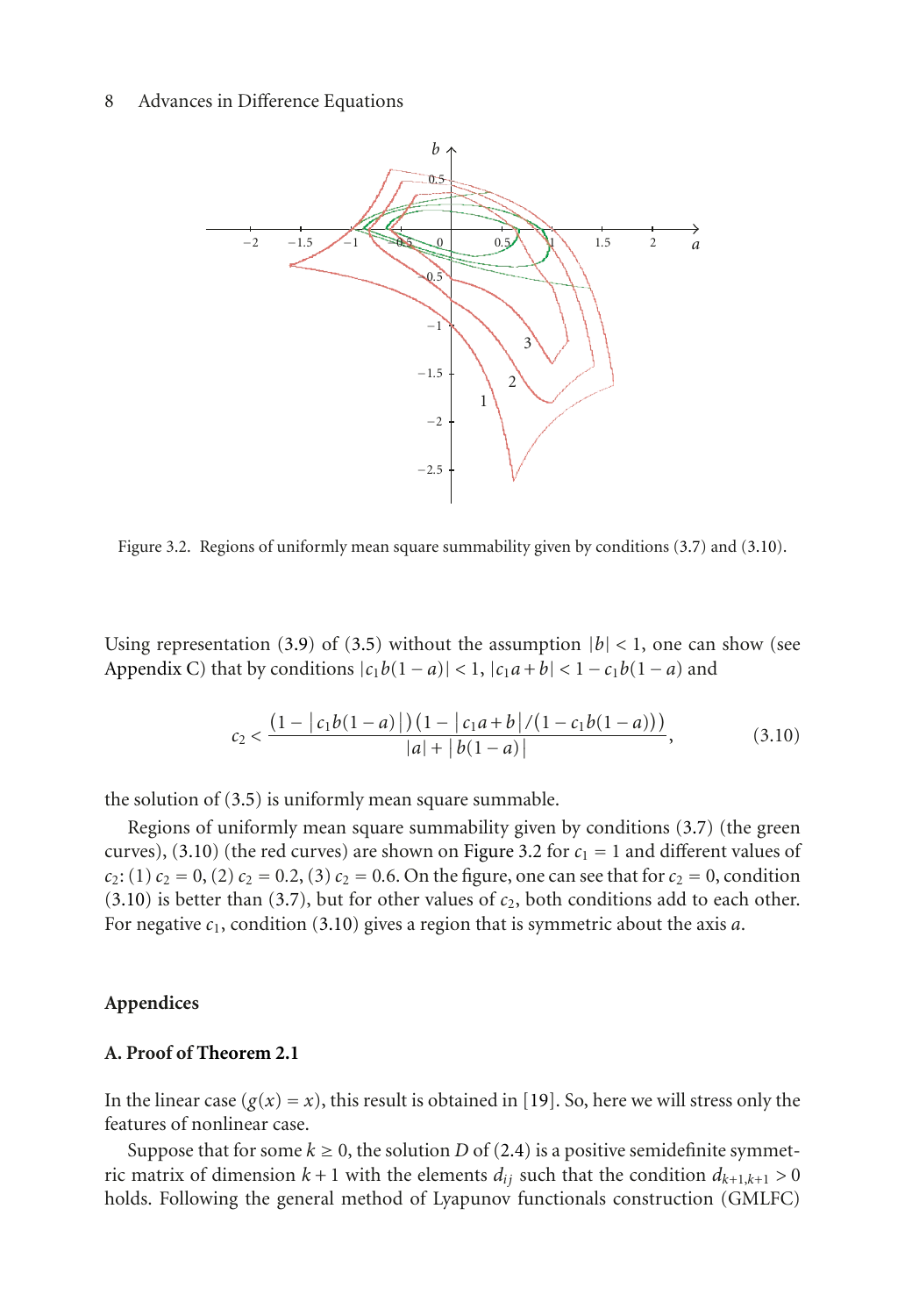Figure 3.2. Regions of uniformly mean square summability given by conditions (3.7) and (3.10).

Using representation (3.9) of (3.5) without the assumption $|b| < 1$, one can show (see Appendix C) that by conditions $|c_1 b(1-a)| < 1$, $|c_1 a + b| < 1 - c_1 b(1-a)$ and

$$c_2 < \frac{(1 - |c_1 b(1-a)|)(1 - |c_1 a + b|/(1 - c_1 b(1-a)))}{|a| + |b(1-a)|}, \tag{3.10}$$

the solution of (3.5) is uniformly mean square summable.

Regions of uniformly mean square summability given by conditions (3.7) (the green curves), (3.10) (the red curves) are shown on Figure 3.2 for $c_1 = 1$ and different values of $c_2$: (1) $c_2 = 0$, (2) $c_2 = 0.2$, (3) $c_2 = 0.6$. On the figure, one can see that for $c_2 = 0$, condition (3.10) is better than (3.7), but for other values of $c_2$, both conditions add to each other. For negative $c_1$, condition (3.10) gives a region that is symmetric about the axis $a$.

## Appendices

### A. Proof of Theorem 2.1

In the linear case ($g(x) = x$), this result is obtained in [19]. So, here we will stress only the features of nonlinear case.

Suppose that for some $k \geq 0$, the solution $D$ of (2.4) is a positive semidefinite symmetric matrix of dimension $k+1$ with the elements $d_{ij}$ such that the condition $d_{k+1,k+1} > 0$ holds. Following the general method of Lyapunov functionals construction (GMLFC)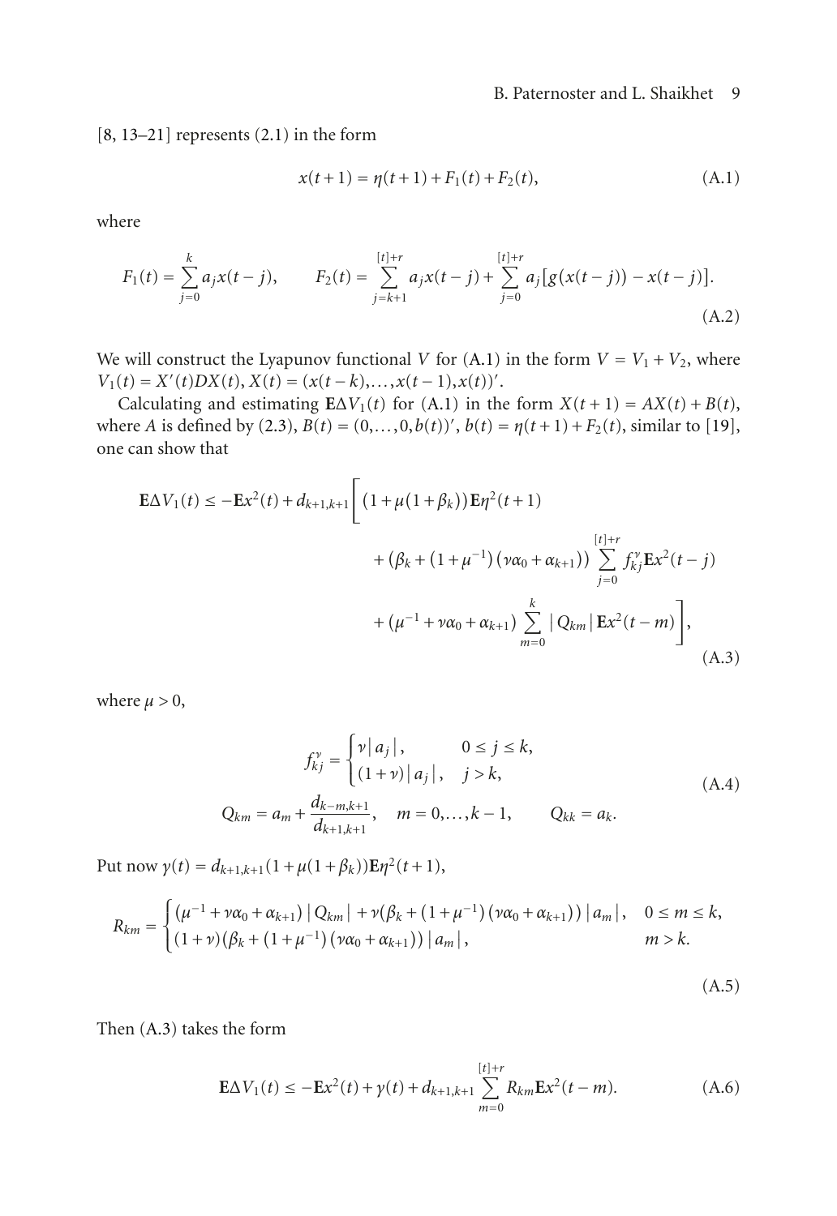[8, 13–21] represents (2.1) in the form

$$x(t+1) = \eta(t+1) + F_1(t) + F_2(t), \tag{A.1}$$

where

$$F_1(t) = \sum_{j=0}^{k} a_j x(t-j), \qquad F_2(t) = \sum_{j=k+1}^{[t]+r} a_j x(t-j) + \sum_{j=0}^{[t]+r} a_j \big[g\big(x(t-j)\big) - x(t-j)\big]. \tag{A.2}$$

We will construct the Lyapunov functional $V$ for (A.1) in the form $V = V_1 + V_2$, where $V_1(t) = X'(t)DX(t)$, $X(t) = (x(t-k),\ldots,x(t-1),x(t))'$.

Calculating and estimating $\mathbf{E}\Delta V_1(t)$ for (A.1) in the form $X(t+1) = AX(t) + B(t)$, where $A$ is defined by (2.3), $B(t) = (0,\ldots,0,b(t))'$, $b(t) = \eta(t+1) + F_2(t)$, similar to [19], one can show that

$$\begin{aligned}
\mathbf{E}\Delta V_1(t) \leq -\mathbf{E}x^2(t) + d_{k+1,k+1}\Bigg[&\big(1+\mu(1+\beta_k)\big)\mathbf{E}\eta^2(t+1) \\
&+ \big(\beta_k + \big(1+\mu^{-1}\big)\big(\nu\alpha_0 + \alpha_{k+1}\big)\big)\sum_{j=0}^{[t]+r} f_{kj}^{\nu}\mathbf{E}x^2(t-j) \\
&+ \big(\mu^{-1} + \nu\alpha_0 + \alpha_{k+1}\big)\sum_{m=0}^{k} \big|Q_{km}\big|\mathbf{E}x^2(t-m)\Bigg],
\end{aligned} \tag{A.3}$$

where $\mu > 0$,

$$\begin{gathered}
f_{kj}^{\nu} = \begin{cases} \nu\big|a_j\big|, & 0 \leq j \leq k, \\ (1+\nu)\big|a_j\big|, & j > k, \end{cases} \\
Q_{km} = a_m + \frac{d_{k-m,k+1}}{d_{k+1,k+1}}, \quad m = 0,\ldots,k-1, \qquad Q_{kk} = a_k.
\end{gathered} \tag{A.4}$$

Put now $\gamma(t) = d_{k+1,k+1}(1+\mu(1+\beta_k))\mathbf{E}\eta^2(t+1)$,

$$R_{km} = \begin{cases} \big(\mu^{-1} + \nu\alpha_0 + \alpha_{k+1}\big)\big|Q_{km}\big| + \nu\big(\beta_k + \big(1+\mu^{-1}\big)\big(\nu\alpha_0 + \alpha_{k+1}\big)\big)\big|a_m\big|, & 0 \leq m \leq k, \\ (1+\nu)\big(\beta_k + \big(1+\mu^{-1}\big)\big(\nu\alpha_0 + \alpha_{k+1}\big)\big)\big|a_m\big|, & m > k. \end{cases} \tag{A.5}$$

Then (A.3) takes the form

$$\mathbf{E}\Delta V_1(t) \leq -\mathbf{E}x^2(t) + \gamma(t) + d_{k+1,k+1}\sum_{m=0}^{[t]+r} R_{km}\mathbf{E}x^2(t-m). \tag{A.6}$$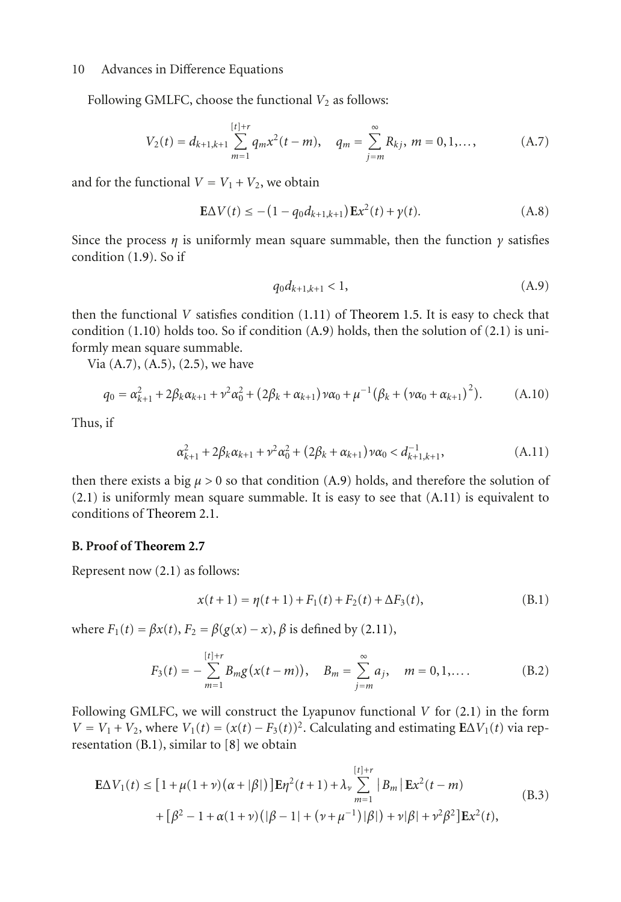Following GMLFC, choose the functional $V_2$ as follows:

$$V_2(t) = d_{k+1,k+1} \sum_{m=1}^{[t]+r} q_m x^2(t-m), \quad q_m = \sum_{j=m}^{\infty} R_{kj}, \; m = 0, 1, \ldots, \tag{A.7}$$

and for the functional $V = V_1 + V_2$, we obtain

$$\mathbf{E}\Delta V(t) \leq -\left(1 - q_0 d_{k+1,k+1}\right)\mathbf{E}x^2(t) + \gamma(t). \tag{A.8}$$

Since the process $\eta$ is uniformly mean square summable, then the function $\gamma$ satisfies condition (1.9). So if

$$q_0 d_{k+1,k+1} < 1, \tag{A.9}$$

then the functional $V$ satisfies condition (1.11) of Theorem 1.5. It is easy to check that condition (1.10) holds too. So if condition (A.9) holds, then the solution of (2.1) is uniformly mean square summable.

Via (A.7), (A.5), (2.5), we have

$$q_0 = \alpha_{k+1}^2 + 2\beta_k \alpha_{k+1} + \nu^2 \alpha_0^2 + \left(2\beta_k + \alpha_{k+1}\right)\nu\alpha_0 + \mu^{-1}\left(\beta_k + \left(\nu\alpha_0 + \alpha_{k+1}\right)^2\right). \tag{A.10}$$

Thus, if

$$\alpha_{k+1}^2 + 2\beta_k \alpha_{k+1} + \nu^2 \alpha_0^2 + \left(2\beta_k + \alpha_{k+1}\right)\nu\alpha_0 < d_{k+1,k+1}^{-1}, \tag{A.11}$$

then there exists a big $\mu > 0$ so that condition (A.9) holds, and therefore the solution of (2.1) is uniformly mean square summable. It is easy to see that (A.11) is equivalent to conditions of Theorem 2.1.

## B. Proof of Theorem 2.7

Represent now (2.1) as follows:

$$x(t+1) = \eta(t+1) + F_1(t) + F_2(t) + \Delta F_3(t), \tag{B.1}$$

where $F_1(t) = \beta x(t)$, $F_2 = \beta(g(x) - x)$, $\beta$ is defined by (2.11),

$$F_3(t) = -\sum_{m=1}^{[t]+r} B_m g\left(x(t-m)\right), \quad B_m = \sum_{j=m}^{\infty} a_j, \quad m = 0, 1, \ldots. \tag{B.2}$$

Following GMLFC, we will construct the Lyapunov functional $V$ for (2.1) in the form $V = V_1 + V_2$, where $V_1(t) = (x(t) - F_3(t))^2$. Calculating and estimating $\mathbf{E}\Delta V_1(t)$ via representation (B.1), similar to [8] we obtain

$$\begin{aligned} \mathbf{E}\Delta V_1(t) \leq{}& \left[1 + \mu(1+\nu)\left(\alpha + |\beta|\right)\right]\mathbf{E}\eta^2(t+1) + \lambda_\nu \sum_{m=1}^{[t]+r} \left|B_m\right| \mathbf{E}x^2(t-m) \\ &+ \left[\beta^2 - 1 + \alpha(1+\nu)\left(|\beta - 1| + \left(\nu + \mu^{-1}\right)|\beta|\right) + \nu|\beta| + \nu^2\beta^2\right]\mathbf{E}x^2(t), \end{aligned} \tag{B.3}$$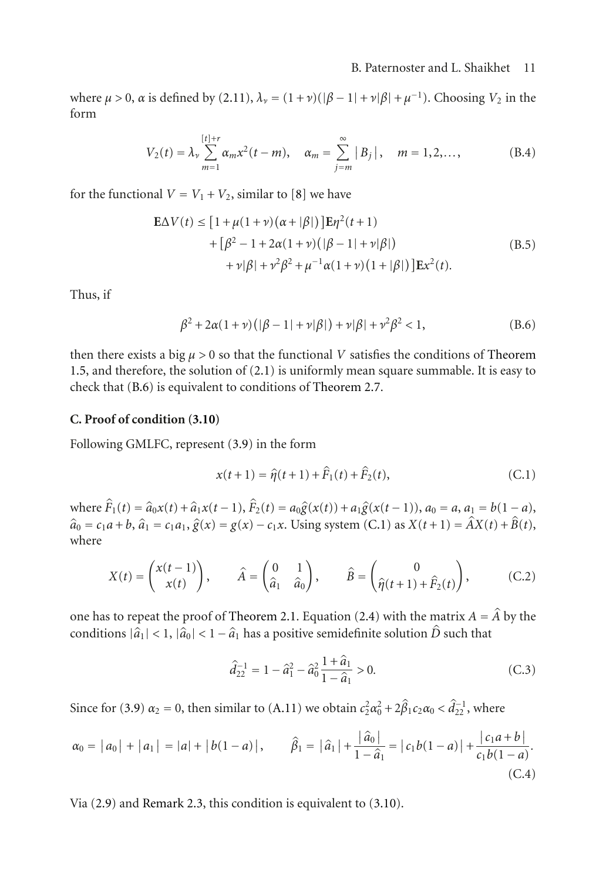where $\mu > 0$, $\alpha$ is defined by (2.11), $\lambda_\nu = (1+\nu)(|\beta - 1| + \nu|\beta| + \mu^{-1})$. Choosing $V_2$ in the form

$$V_2(t) = \lambda_\nu \sum_{m=1}^{[t]+r} \alpha_m x^2(t-m), \quad \alpha_m = \sum_{j=m}^{\infty} |B_j|, \quad m = 1, 2, \dots, \tag{B.4}$$

for the functional $V = V_1 + V_2$, similar to [8] we have

$$\begin{aligned} \mathbf{E}\Delta V(t) \le &\left[1 + \mu(1+\nu)(\alpha + |\beta|)\right]\mathbf{E}\eta^2(t+1) \\ &+ \big[\beta^2 - 1 + 2\alpha(1+\nu)(|\beta - 1| + \nu|\beta|) \\ &\quad + \nu|\beta| + \nu^2\beta^2 + \mu^{-1}\alpha(1+\nu)(1+|\beta|)\big]\mathbf{E}x^2(t). \end{aligned} \tag{B.5}$$

Thus, if

$$\beta^2 + 2\alpha(1+\nu)(|\beta - 1| + \nu|\beta|) + \nu|\beta| + \nu^2\beta^2 < 1, \tag{B.6}$$

then there exists a big $\mu > 0$ so that the functional $V$ satisfies the conditions of Theorem 1.5, and therefore, the solution of (2.1) is uniformly mean square summable. It is easy to check that (B.6) is equivalent to conditions of Theorem 2.7.

## C. Proof of condition (3.10)

Following GMLFC, represent (3.9) in the form

$$x(t+1) = \hat{\eta}(t+1) + \hat{F}_1(t) + \hat{F}_2(t), \tag{C.1}$$

where $\hat{F}_1(t) = \hat{a}_0 x(t) + \hat{a}_1 x(t-1)$, $\hat{F}_2(t) = a_0\hat{g}(x(t)) + a_1\hat{g}(x(t-1))$, $a_0 = a$, $a_1 = b(1-a)$, $\hat{a}_0 = c_1 a + b$, $\hat{a}_1 = c_1 a_1$, $\hat{g}(x) = g(x) - c_1 x$. Using system (C.1) as $X(t+1) = \hat{A}X(t) + \hat{B}(t)$, where

$$X(t) = \begin{pmatrix} x(t-1) \\ x(t) \end{pmatrix}, \qquad \hat{A} = \begin{pmatrix} 0 & 1 \\ \hat{a}_1 & \hat{a}_0 \end{pmatrix}, \qquad \hat{B} = \begin{pmatrix} 0 \\ \hat{\eta}(t+1) + \hat{F}_2(t) \end{pmatrix}, \tag{C.2}$$

one has to repeat the proof of Theorem 2.1. Equation (2.4) with the matrix $A = \hat{A}$ by the conditions $|\hat{a}_1| < 1$, $|\hat{a}_0| < 1 - \hat{a}_1$ has a positive semidefinite solution $\hat{D}$ such that

$$\hat{d}_{22}^{-1} = 1 - \hat{a}_1^2 - \hat{a}_0^2\frac{1 + \hat{a}_1}{1 - \hat{a}_1} > 0. \tag{C.3}$$

Since for (3.9) $\alpha_2 = 0$, then similar to (A.11) we obtain $c_2^2\alpha_0^2 + 2\hat{\beta}_1 c_2\alpha_0 < \hat{d}_{22}^{-1}$, where

$$\alpha_0 = |a_0| + |a_1| = |a| + |b(1-a)|, \qquad \hat{\beta}_1 = |\hat{a}_1| + \frac{|\hat{a}_0|}{1 - \hat{a}_1} = |c_1 b(1-a)| + \frac{|c_1 a + b|}{c_1 b(1-a)}. \tag{C.4}$$

Via (2.9) and Remark 2.3, this condition is equivalent to (3.10).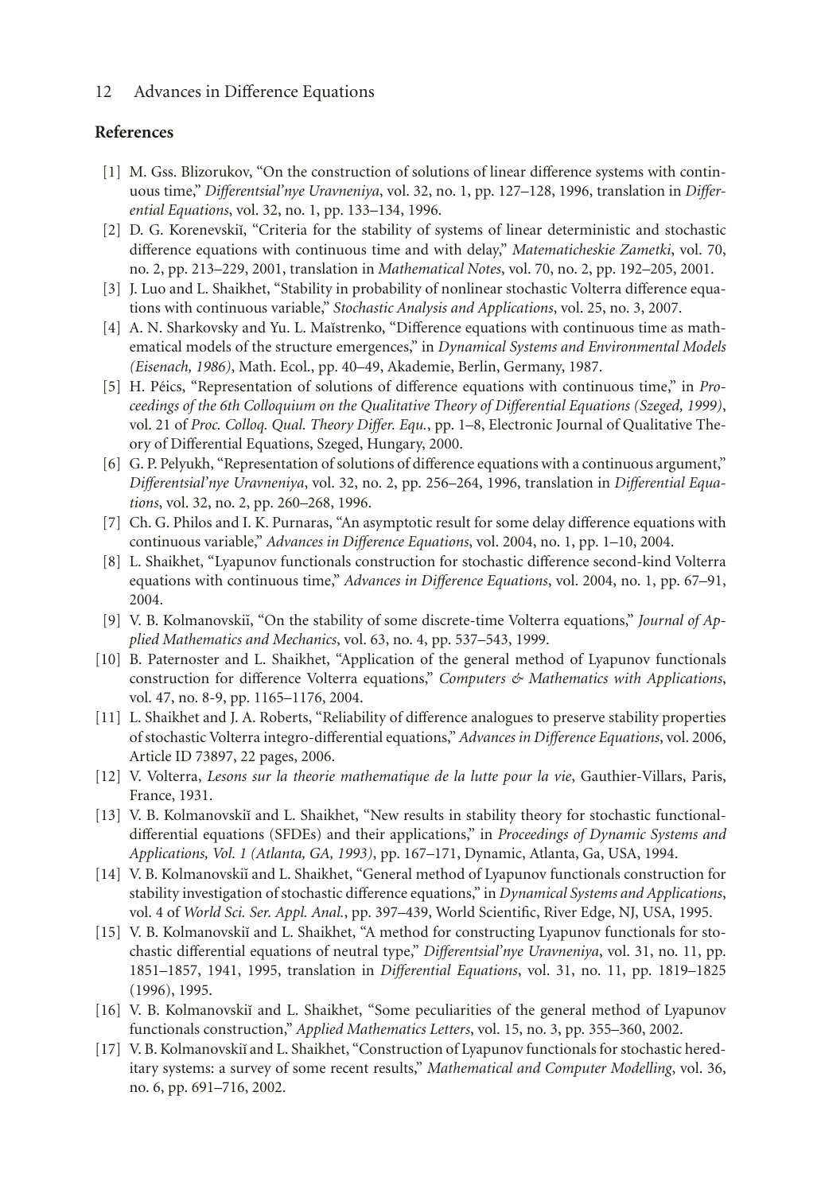## References

[1] M. Gss. Blizorukov, "On the construction of solutions of linear difference systems with continuous time," *Differentsial'nye Uravneniya*, vol. 32, no. 1, pp. 127–128, 1996, translation in *Differential Equations*, vol. 32, no. 1, pp. 133–134, 1996.

[2] D. G. Korenevskiĭ, "Criteria for the stability of systems of linear deterministic and stochastic difference equations with continuous time and with delay," *Matematicheskie Zametki*, vol. 70, no. 2, pp. 213–229, 2001, translation in *Mathematical Notes*, vol. 70, no. 2, pp. 192–205, 2001.

[3] J. Luo and L. Shaikhet, "Stability in probability of nonlinear stochastic Volterra difference equations with continuous variable," *Stochastic Analysis and Applications*, vol. 25, no. 3, 2007.

[4] A. N. Sharkovsky and Yu. L. Maĭstrenko, "Difference equations with continuous time as mathematical models of the structure emergences," in *Dynamical Systems and Environmental Models (Eisenach, 1986)*, Math. Ecol., pp. 40–49, Akademie, Berlin, Germany, 1987.

[5] H. Péics, "Representation of solutions of difference equations with continuous time," in *Proceedings of the 6th Colloquium on the Qualitative Theory of Differential Equations (Szeged, 1999)*, vol. 21 of *Proc. Colloq. Qual. Theory Differ. Equ.*, pp. 1–8, Electronic Journal of Qualitative Theory of Differential Equations, Szeged, Hungary, 2000.

[6] G. P. Pelyukh, "Representation of solutions of difference equations with a continuous argument," *Differentsial'nye Uravneniya*, vol. 32, no. 2, pp. 256–264, 1996, translation in *Differential Equations*, vol. 32, no. 2, pp. 260–268, 1996.

[7] Ch. G. Philos and I. K. Purnaras, "An asymptotic result for some delay difference equations with continuous variable," *Advances in Difference Equations*, vol. 2004, no. 1, pp. 1–10, 2004.

[8] L. Shaikhet, "Lyapunov functionals construction for stochastic difference second-kind Volterra equations with continuous time," *Advances in Difference Equations*, vol. 2004, no. 1, pp. 67–91, 2004.

[9] V. B. Kolmanovskiĭ, "On the stability of some discrete-time Volterra equations," *Journal of Applied Mathematics and Mechanics*, vol. 63, no. 4, pp. 537–543, 1999.

[10] B. Paternoster and L. Shaikhet, "Application of the general method of Lyapunov functionals construction for difference Volterra equations," *Computers & Mathematics with Applications*, vol. 47, no. 8-9, pp. 1165–1176, 2004.

[11] L. Shaikhet and J. A. Roberts, "Reliability of difference analogues to preserve stability properties of stochastic Volterra integro-differential equations," *Advances in Difference Equations*, vol. 2006, Article ID 73897, 22 pages, 2006.

[12] V. Volterra, *Lesons sur la theorie mathematique de la lutte pour la vie*, Gauthier-Villars, Paris, France, 1931.

[13] V. B. Kolmanovskiĭ and L. Shaikhet, "New results in stability theory for stochastic functional-differential equations (SFDEs) and their applications," in *Proceedings of Dynamic Systems and Applications, Vol. 1 (Atlanta, GA, 1993)*, pp. 167–171, Dynamic, Atlanta, Ga, USA, 1994.

[14] V. B. Kolmanovskiĭ and L. Shaikhet, "General method of Lyapunov functionals construction for stability investigation of stochastic difference equations," in *Dynamical Systems and Applications*, vol. 4 of *World Sci. Ser. Appl. Anal.*, pp. 397–439, World Scientific, River Edge, NJ, USA, 1995.

[15] V. B. Kolmanovskiĭ and L. Shaikhet, "A method for constructing Lyapunov functionals for stochastic differential equations of neutral type," *Differentsial'nye Uravneniya*, vol. 31, no. 11, pp. 1851–1857, 1941, 1995, translation in *Differential Equations*, vol. 31, no. 11, pp. 1819–1825 (1996), 1995.

[16] V. B. Kolmanovskiĭ and L. Shaikhet, "Some peculiarities of the general method of Lyapunov functionals construction," *Applied Mathematics Letters*, vol. 15, no. 3, pp. 355–360, 2002.

[17] V. B. Kolmanovskiĭ and L. Shaikhet, "Construction of Lyapunov functionals for stochastic hereditary systems: a survey of some recent results," *Mathematical and Computer Modelling*, vol. 36, no. 6, pp. 691–716, 2002.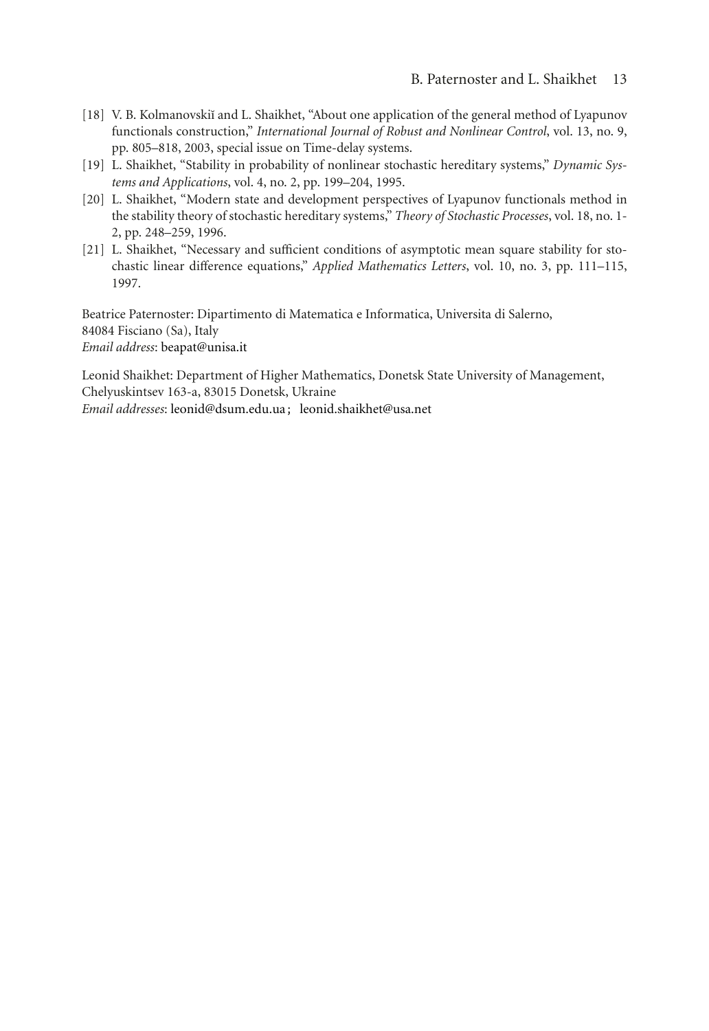[18] V. B. Kolmanovskiĭ and L. Shaikhet, "About one application of the general method of Lyapunov functionals construction," *International Journal of Robust and Nonlinear Control*, vol. 13, no. 9, pp. 805–818, 2003, special issue on Time-delay systems.

[19] L. Shaikhet, "Stability in probability of nonlinear stochastic hereditary systems," *Dynamic Systems and Applications*, vol. 4, no. 2, pp. 199–204, 1995.

[20] L. Shaikhet, "Modern state and development perspectives of Lyapunov functionals method in the stability theory of stochastic hereditary systems," *Theory of Stochastic Processes*, vol. 18, no. 1-2, pp. 248–259, 1996.

[21] L. Shaikhet, "Necessary and sufficient conditions of asymptotic mean square stability for stochastic linear difference equations," *Applied Mathematics Letters*, vol. 10, no. 3, pp. 111–115, 1997.

Beatrice Paternoster: Dipartimento di Matematica e Informatica, Universita di Salerno, 84084 Fisciano (Sa), Italy
*Email address*: beapat@unisa.it

Leonid Shaikhet: Department of Higher Mathematics, Donetsk State University of Management, Chelyuskintsev 163-a, 83015 Donetsk, Ukraine
*Email addresses*: leonid@dsum.edu.ua ; leonid.shaikhet@usa.net